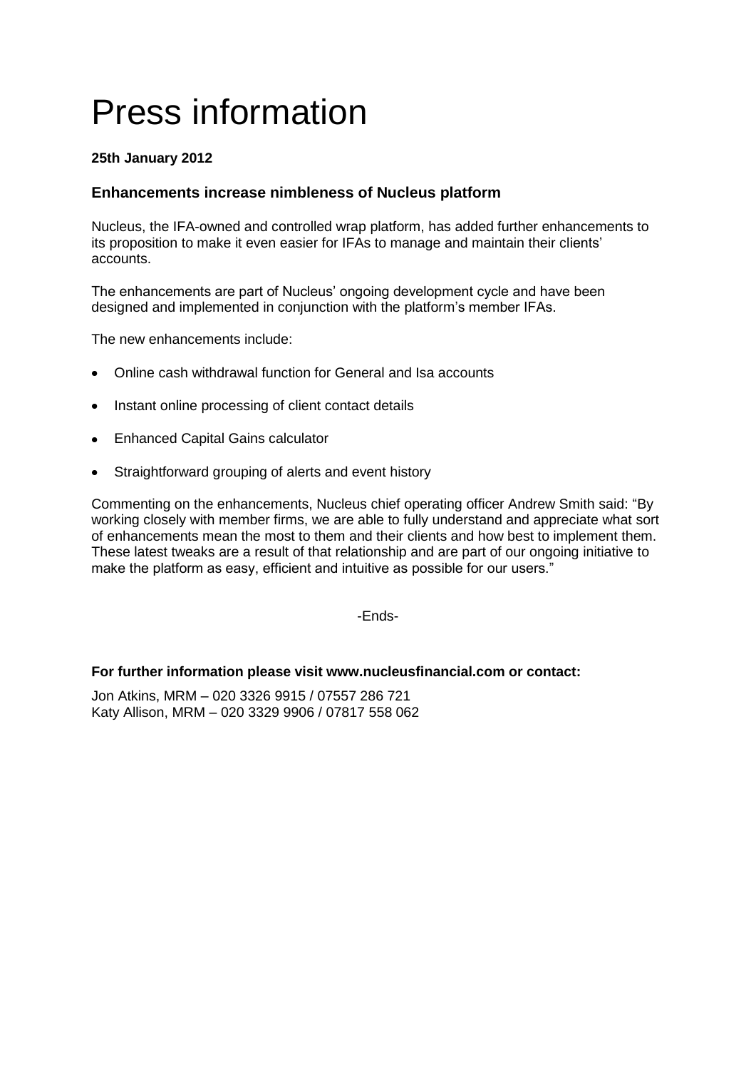# Press information

**25th January 2012**

### Enhancements increase nimbleness of Nucleus platform

Nucleus, the IFA-owned and controlled wrap platform, has added further enhancements to its proposition to make it even easier for IFAs to manage and maintain their clients' accounts.

The enhancements are part of Nucleus' ongoing development cycle and have been designed and implemented in conjunction with the platform's member IFAs.

The new enhancements include:

- Online cash withdrawal function for General and Isa accounts
- Instant online processing of client contact details
- Enhanced Capital Gains calculator
- Straightforward grouping of alerts and event history

Commenting on the enhancements, Nucleus chief operating officer Andrew Smith said: "By working closely with member firms, we are able to fully understand and appreciate what sort of enhancements mean the most to them and their clients and how best to implement them. These latest tweaks are a result of that relationship and are part of our ongoing initiative to make the platform as easy, efficient and intuitive as possible for our users."

-Ends-

**For further information please visit www.nucleusfinancial.com or contact:**

Jon Atkins, MRM – 020 3326 9915 / 07557 286 721
Katy Allison, MRM – 020 3329 9906 / 07817 558 062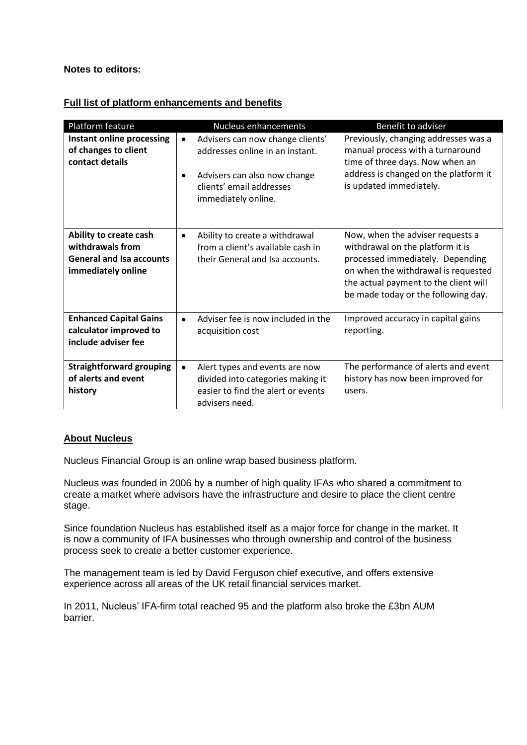**Notes to editors:**

## Full list of platform enhancements and benefits

| Platform feature | Nucleus enhancements | Benefit to adviser |
|---|---|---|
| **Instant online processing of changes to client contact details** | • Advisers can now change clients' addresses online in an instant.<br>• Advisers can also now change clients' email addresses immediately online. | Previously, changing addresses was a manual process with a turnaround time of three days. Now when an address is changed on the platform it is updated immediately. |
| **Ability to create cash withdrawals from General and Isa accounts immediately online** | • Ability to create a withdrawal from a client's available cash in their General and Isa accounts. | Now, when the adviser requests a withdrawal on the platform it is processed immediately. Depending on when the withdrawal is requested the actual payment to the client will be made today or the following day. |
| **Enhanced Capital Gains calculator improved to include adviser fee** | • Adviser fee is now included in the acquisition cost | Improved accuracy in capital gains reporting. |
| **Straightforward grouping of alerts and event history** | • Alert types and events are now divided into categories making it easier to find the alert or events advisers need. | The performance of alerts and event history has now been improved for users. |

## About Nucleus

Nucleus Financial Group is an online wrap based business platform.

Nucleus was founded in 2006 by a number of high quality IFAs who shared a commitment to create a market where advisors have the infrastructure and desire to place the client centre stage.

Since foundation Nucleus has established itself as a major force for change in the market. It is now a community of IFA businesses who through ownership and control of the business process seek to create a better customer experience.

The management team is led by David Ferguson chief executive, and offers extensive experience across all areas of the UK retail financial services market.

In 2011, Nucleus' IFA-firm total reached 95 and the platform also broke the £3bn AUM barrier.